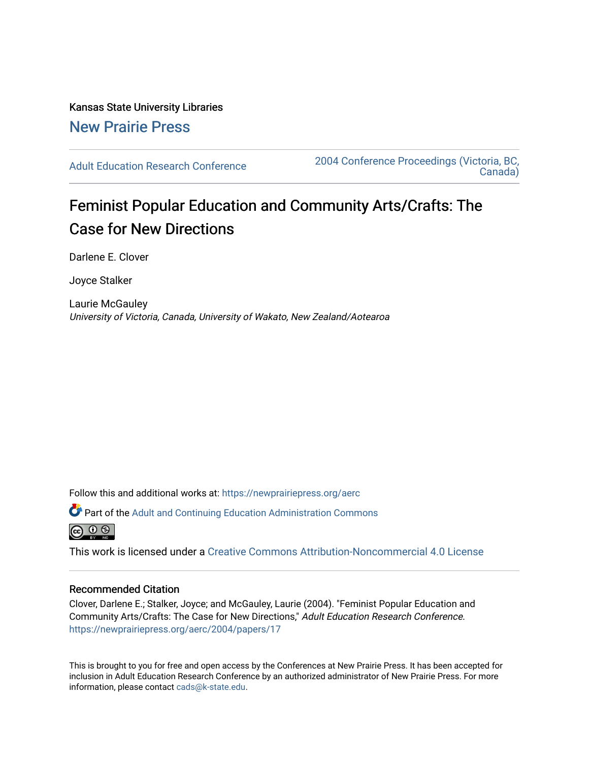Kansas State University Libraries

New Prairie Press

Adult Education Research Conference

2004 Conference Proceedings (Victoria, BC, Canada)

# Feminist Popular Education and Community Arts/Crafts: The Case for New Directions

Darlene E. Clover

Joyce Stalker

Laurie McGauley

*University of Victoria, Canada, University of Wakato, New Zealand/Aotearoa*

Follow this and additional works at: https://newprairiepress.org/aerc

Part of the Adult and Continuing Education Administration Commons

This work is licensed under a Creative Commons Attribution-Noncommercial 4.0 License

## Recommended Citation

Clover, Darlene E.; Stalker, Joyce; and McGauley, Laurie (2004). "Feminist Popular Education and Community Arts/Crafts: The Case for New Directions," *Adult Education Research Conference*. https://newprairiepress.org/aerc/2004/papers/17

This is brought to you for free and open access by the Conferences at New Prairie Press. It has been accepted for inclusion in Adult Education Research Conference by an authorized administrator of New Prairie Press. For more information, please contact cads@k-state.edu.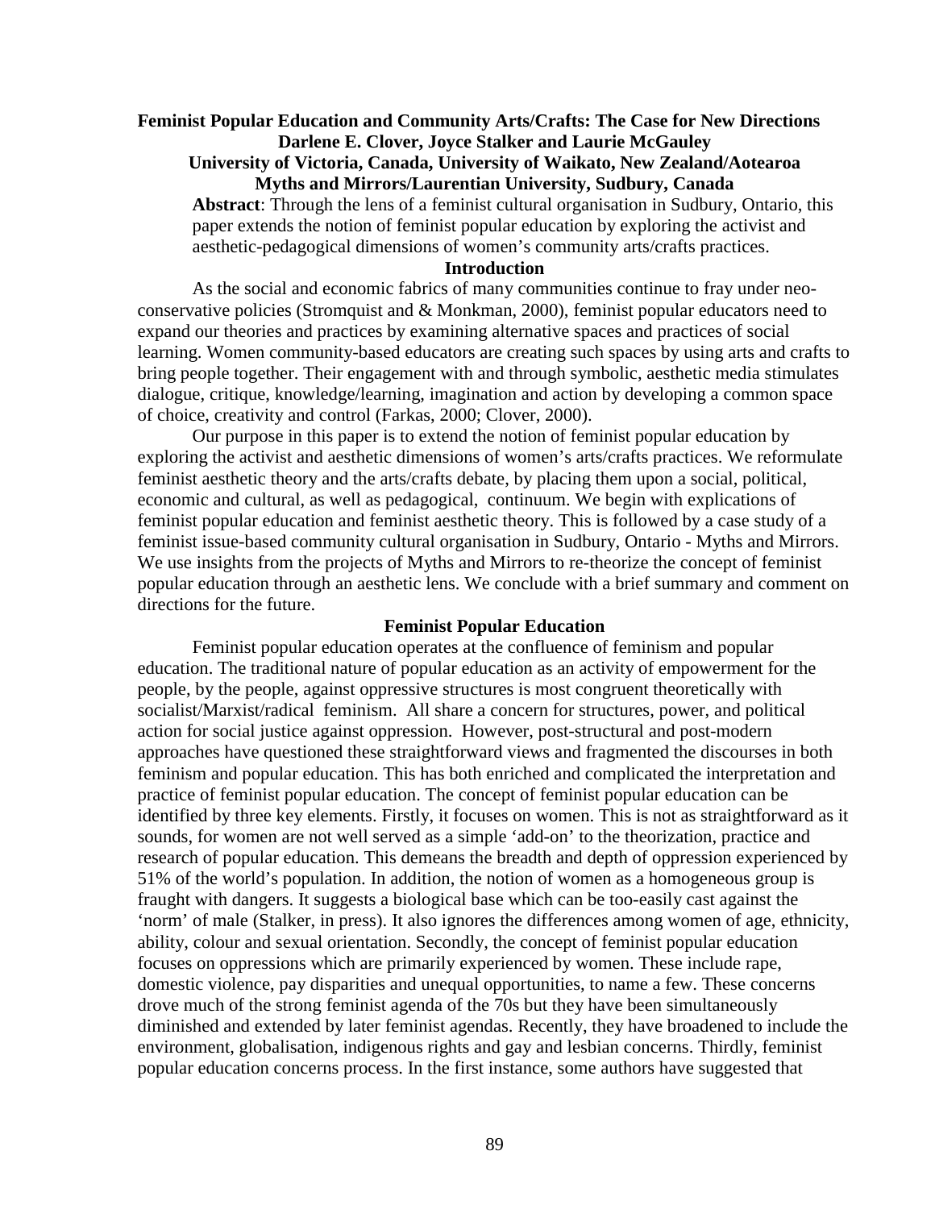# Feminist Popular Education and Community Arts/Crafts: The Case for New Directions

**Darlene E. Clover, Joyce Stalker and Laurie McGauley**

**University of Victoria, Canada, University of Waikato, New Zealand/Aotearoa**

**Myths and Mirrors/Laurentian University, Sudbury, Canada**

**Abstract**: Through the lens of a feminist cultural organisation in Sudbury, Ontario, this paper extends the notion of feminist popular education by exploring the activist and aesthetic-pedagogical dimensions of women's community arts/crafts practices.

## Introduction

As the social and economic fabrics of many communities continue to fray under neo-conservative policies (Stromquist and & Monkman, 2000), feminist popular educators need to expand our theories and practices by examining alternative spaces and practices of social learning. Women community-based educators are creating such spaces by using arts and crafts to bring people together. Their engagement with and through symbolic, aesthetic media stimulates dialogue, critique, knowledge/learning, imagination and action by developing a common space of choice, creativity and control (Farkas, 2000; Clover, 2000).

Our purpose in this paper is to extend the notion of feminist popular education by exploring the activist and aesthetic dimensions of women's arts/crafts practices. We reformulate feminist aesthetic theory and the arts/crafts debate, by placing them upon a social, political, economic and cultural, as well as pedagogical, continuum. We begin with explications of feminist popular education and feminist aesthetic theory. This is followed by a case study of a feminist issue-based community cultural organisation in Sudbury, Ontario - Myths and Mirrors. We use insights from the projects of Myths and Mirrors to re-theorize the concept of feminist popular education through an aesthetic lens. We conclude with a brief summary and comment on directions for the future.

## Feminist Popular Education

Feminist popular education operates at the confluence of feminism and popular education. The traditional nature of popular education as an activity of empowerment for the people, by the people, against oppressive structures is most congruent theoretically with socialist/Marxist/radical feminism. All share a concern for structures, power, and political action for social justice against oppression. However, post-structural and post-modern approaches have questioned these straightforward views and fragmented the discourses in both feminism and popular education. This has both enriched and complicated the interpretation and practice of feminist popular education. The concept of feminist popular education can be identified by three key elements. Firstly, it focuses on women. This is not as straightforward as it sounds, for women are not well served as a simple 'add-on' to the theorization, practice and research of popular education. This demeans the breadth and depth of oppression experienced by 51% of the world's population. In addition, the notion of women as a homogeneous group is fraught with dangers. It suggests a biological base which can be too-easily cast against the 'norm' of male (Stalker, in press). It also ignores the differences among women of age, ethnicity, ability, colour and sexual orientation. Secondly, the concept of feminist popular education focuses on oppressions which are primarily experienced by women. These include rape, domestic violence, pay disparities and unequal opportunities, to name a few. These concerns drove much of the strong feminist agenda of the 70s but they have been simultaneously diminished and extended by later feminist agendas. Recently, they have broadened to include the environment, globalisation, indigenous rights and gay and lesbian concerns. Thirdly, feminist popular education concerns process. In the first instance, some authors have suggested that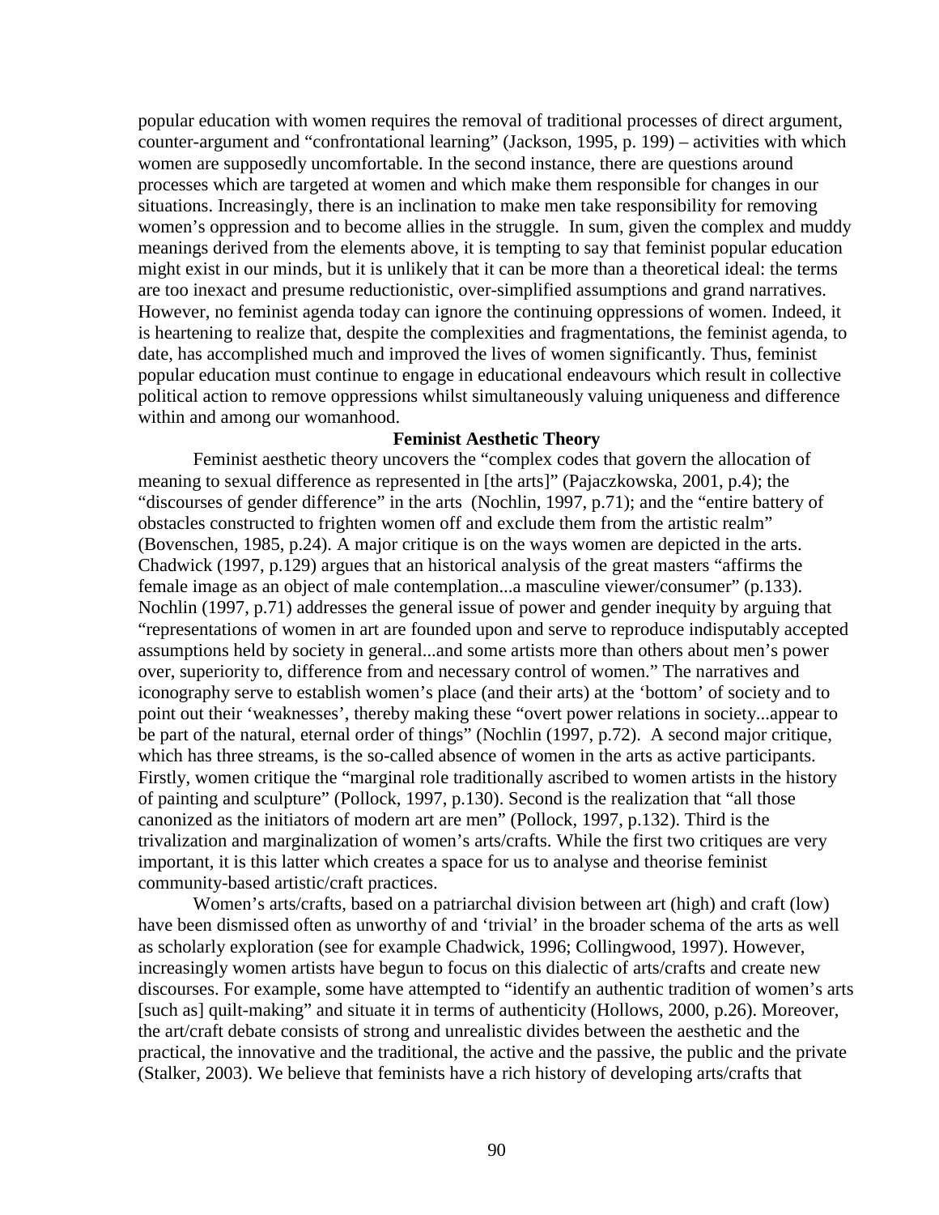popular education with women requires the removal of traditional processes of direct argument, counter-argument and "confrontational learning" (Jackson, 1995, p. 199) – activities with which women are supposedly uncomfortable. In the second instance, there are questions around processes which are targeted at women and which make them responsible for changes in our situations. Increasingly, there is an inclination to make men take responsibility for removing women's oppression and to become allies in the struggle. In sum, given the complex and muddy meanings derived from the elements above, it is tempting to say that feminist popular education might exist in our minds, but it is unlikely that it can be more than a theoretical ideal: the terms are too inexact and presume reductionistic, over-simplified assumptions and grand narratives. However, no feminist agenda today can ignore the continuing oppressions of women. Indeed, it is heartening to realize that, despite the complexities and fragmentations, the feminist agenda, to date, has accomplished much and improved the lives of women significantly. Thus, feminist popular education must continue to engage in educational endeavours which result in collective political action to remove oppressions whilst simultaneously valuing uniqueness and difference within and among our womanhood.

## Feminist Aesthetic Theory

Feminist aesthetic theory uncovers the "complex codes that govern the allocation of meaning to sexual difference as represented in [the arts]" (Pajaczkowska, 2001, p.4); the "discourses of gender difference" in the arts (Nochlin, 1997, p.71); and the "entire battery of obstacles constructed to frighten women off and exclude them from the artistic realm" (Bovenschen, 1985, p.24). A major critique is on the ways women are depicted in the arts. Chadwick (1997, p.129) argues that an historical analysis of the great masters "affirms the female image as an object of male contemplation...a masculine viewer/consumer" (p.133). Nochlin (1997, p.71) addresses the general issue of power and gender inequity by arguing that "representations of women in art are founded upon and serve to reproduce indisputably accepted assumptions held by society in general...and some artists more than others about men's power over, superiority to, difference from and necessary control of women." The narratives and iconography serve to establish women's place (and their arts) at the 'bottom' of society and to point out their 'weaknesses', thereby making these "overt power relations in society...appear to be part of the natural, eternal order of things" (Nochlin (1997, p.72). A second major critique, which has three streams, is the so-called absence of women in the arts as active participants. Firstly, women critique the "marginal role traditionally ascribed to women artists in the history of painting and sculpture" (Pollock, 1997, p.130). Second is the realization that "all those canonized as the initiators of modern art are men" (Pollock, 1997, p.132). Third is the trivalization and marginalization of women's arts/crafts. While the first two critiques are very important, it is this latter which creates a space for us to analyse and theorise feminist community-based artistic/craft practices.

Women's arts/crafts, based on a patriarchal division between art (high) and craft (low) have been dismissed often as unworthy of and 'trivial' in the broader schema of the arts as well as scholarly exploration (see for example Chadwick, 1996; Collingwood, 1997). However, increasingly women artists have begun to focus on this dialectic of arts/crafts and create new discourses. For example, some have attempted to "identify an authentic tradition of women's arts [such as] quilt-making" and situate it in terms of authenticity (Hollows, 2000, p.26). Moreover, the art/craft debate consists of strong and unrealistic divides between the aesthetic and the practical, the innovative and the traditional, the active and the passive, the public and the private (Stalker, 2003). We believe that feminists have a rich history of developing arts/crafts that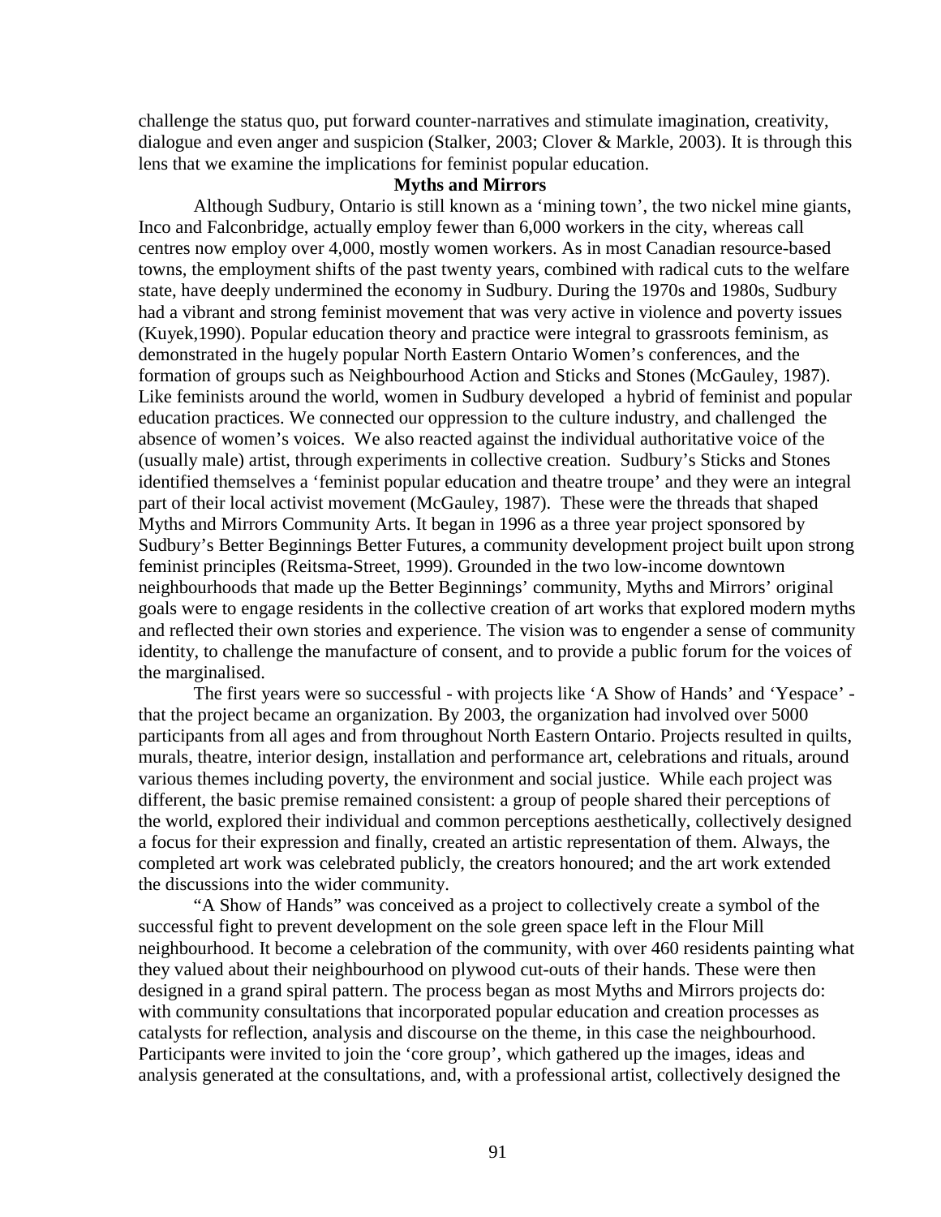challenge the status quo, put forward counter-narratives and stimulate imagination, creativity, dialogue and even anger and suspicion (Stalker, 2003; Clover & Markle, 2003). It is through this lens that we examine the implications for feminist popular education.

## Myths and Mirrors

Although Sudbury, Ontario is still known as a 'mining town', the two nickel mine giants, Inco and Falconbridge, actually employ fewer than 6,000 workers in the city, whereas call centres now employ over 4,000, mostly women workers. As in most Canadian resource-based towns, the employment shifts of the past twenty years, combined with radical cuts to the welfare state, have deeply undermined the economy in Sudbury. During the 1970s and 1980s, Sudbury had a vibrant and strong feminist movement that was very active in violence and poverty issues (Kuyek,1990). Popular education theory and practice were integral to grassroots feminism, as demonstrated in the hugely popular North Eastern Ontario Women's conferences, and the formation of groups such as Neighbourhood Action and Sticks and Stones (McGauley, 1987). Like feminists around the world, women in Sudbury developed a hybrid of feminist and popular education practices. We connected our oppression to the culture industry, and challenged the absence of women's voices. We also reacted against the individual authoritative voice of the (usually male) artist, through experiments in collective creation. Sudbury's Sticks and Stones identified themselves a 'feminist popular education and theatre troupe' and they were an integral part of their local activist movement (McGauley, 1987). These were the threads that shaped Myths and Mirrors Community Arts. It began in 1996 as a three year project sponsored by Sudbury's Better Beginnings Better Futures, a community development project built upon strong feminist principles (Reitsma-Street, 1999). Grounded in the two low-income downtown neighbourhoods that made up the Better Beginnings' community, Myths and Mirrors' original goals were to engage residents in the collective creation of art works that explored modern myths and reflected their own stories and experience. The vision was to engender a sense of community identity, to challenge the manufacture of consent, and to provide a public forum for the voices of the marginalised.

The first years were so successful - with projects like 'A Show of Hands' and 'Yespace' - that the project became an organization. By 2003, the organization had involved over 5000 participants from all ages and from throughout North Eastern Ontario. Projects resulted in quilts, murals, theatre, interior design, installation and performance art, celebrations and rituals, around various themes including poverty, the environment and social justice. While each project was different, the basic premise remained consistent: a group of people shared their perceptions of the world, explored their individual and common perceptions aesthetically, collectively designed a focus for their expression and finally, created an artistic representation of them. Always, the completed art work was celebrated publicly, the creators honoured; and the art work extended the discussions into the wider community.

"A Show of Hands" was conceived as a project to collectively create a symbol of the successful fight to prevent development on the sole green space left in the Flour Mill neighbourhood. It become a celebration of the community, with over 460 residents painting what they valued about their neighbourhood on plywood cut-outs of their hands. These were then designed in a grand spiral pattern. The process began as most Myths and Mirrors projects do: with community consultations that incorporated popular education and creation processes as catalysts for reflection, analysis and discourse on the theme, in this case the neighbourhood. Participants were invited to join the 'core group', which gathered up the images, ideas and analysis generated at the consultations, and, with a professional artist, collectively designed the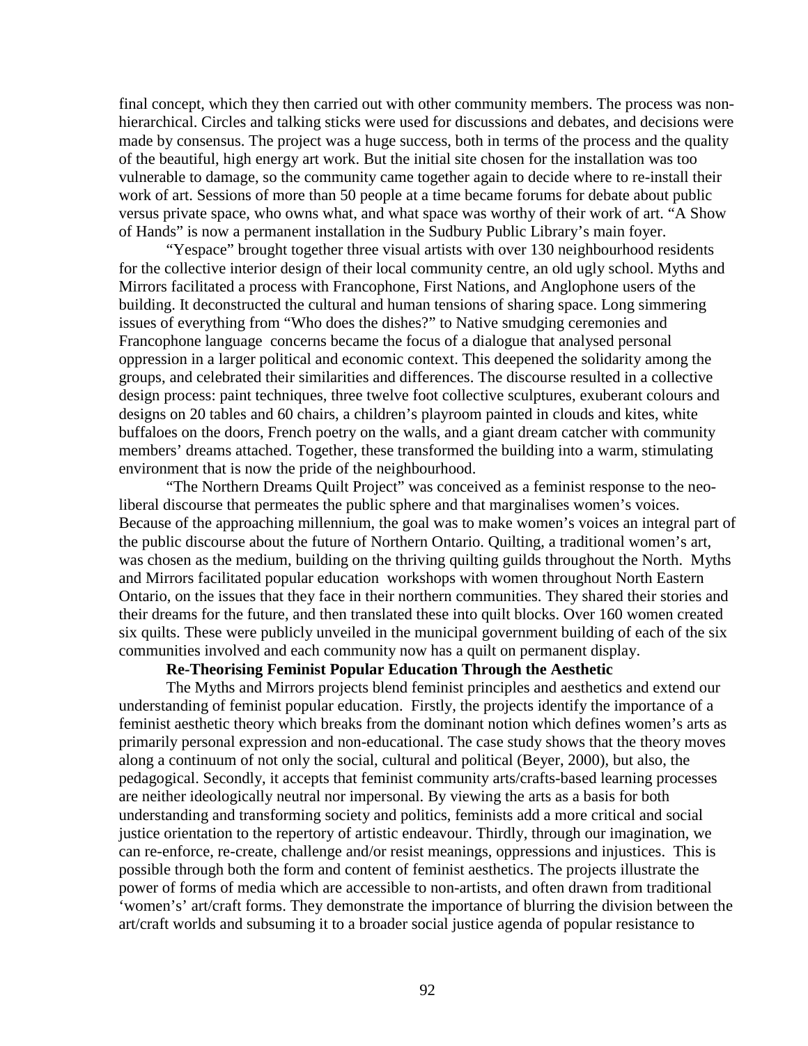final concept, which they then carried out with other community members. The process was non-hierarchical. Circles and talking sticks were used for discussions and debates, and decisions were made by consensus. The project was a huge success, both in terms of the process and the quality of the beautiful, high energy art work. But the initial site chosen for the installation was too vulnerable to damage, so the community came together again to decide where to re-install their work of art. Sessions of more than 50 people at a time became forums for debate about public versus private space, who owns what, and what space was worthy of their work of art. "A Show of Hands" is now a permanent installation in the Sudbury Public Library's main foyer.

"Yespace" brought together three visual artists with over 130 neighbourhood residents for the collective interior design of their local community centre, an old ugly school. Myths and Mirrors facilitated a process with Francophone, First Nations, and Anglophone users of the building. It deconstructed the cultural and human tensions of sharing space. Long simmering issues of everything from "Who does the dishes?" to Native smudging ceremonies and Francophone language concerns became the focus of a dialogue that analysed personal oppression in a larger political and economic context. This deepened the solidarity among the groups, and celebrated their similarities and differences. The discourse resulted in a collective design process: paint techniques, three twelve foot collective sculptures, exuberant colours and designs on 20 tables and 60 chairs, a children's playroom painted in clouds and kites, white buffaloes on the doors, French poetry on the walls, and a giant dream catcher with community members' dreams attached. Together, these transformed the building into a warm, stimulating environment that is now the pride of the neighbourhood.

"The Northern Dreams Quilt Project" was conceived as a feminist response to the neo-liberal discourse that permeates the public sphere and that marginalises women's voices. Because of the approaching millennium, the goal was to make women's voices an integral part of the public discourse about the future of Northern Ontario. Quilting, a traditional women's art, was chosen as the medium, building on the thriving quilting guilds throughout the North. Myths and Mirrors facilitated popular education workshops with women throughout North Eastern Ontario, on the issues that they face in their northern communities. They shared their stories and their dreams for the future, and then translated these into quilt blocks. Over 160 women created six quilts. These were publicly unveiled in the municipal government building of each of the six communities involved and each community now has a quilt on permanent display.

## Re-Theorising Feminist Popular Education Through the Aesthetic

The Myths and Mirrors projects blend feminist principles and aesthetics and extend our understanding of feminist popular education. Firstly, the projects identify the importance of a feminist aesthetic theory which breaks from the dominant notion which defines women's arts as primarily personal expression and non-educational. The case study shows that the theory moves along a continuum of not only the social, cultural and political (Beyer, 2000), but also, the pedagogical. Secondly, it accepts that feminist community arts/crafts-based learning processes are neither ideologically neutral nor impersonal. By viewing the arts as a basis for both understanding and transforming society and politics, feminists add a more critical and social justice orientation to the repertory of artistic endeavour. Thirdly, through our imagination, we can re-enforce, re-create, challenge and/or resist meanings, oppressions and injustices. This is possible through both the form and content of feminist aesthetics. The projects illustrate the power of forms of media which are accessible to non-artists, and often drawn from traditional 'women's' art/craft forms. They demonstrate the importance of blurring the division between the art/craft worlds and subsuming it to a broader social justice agenda of popular resistance to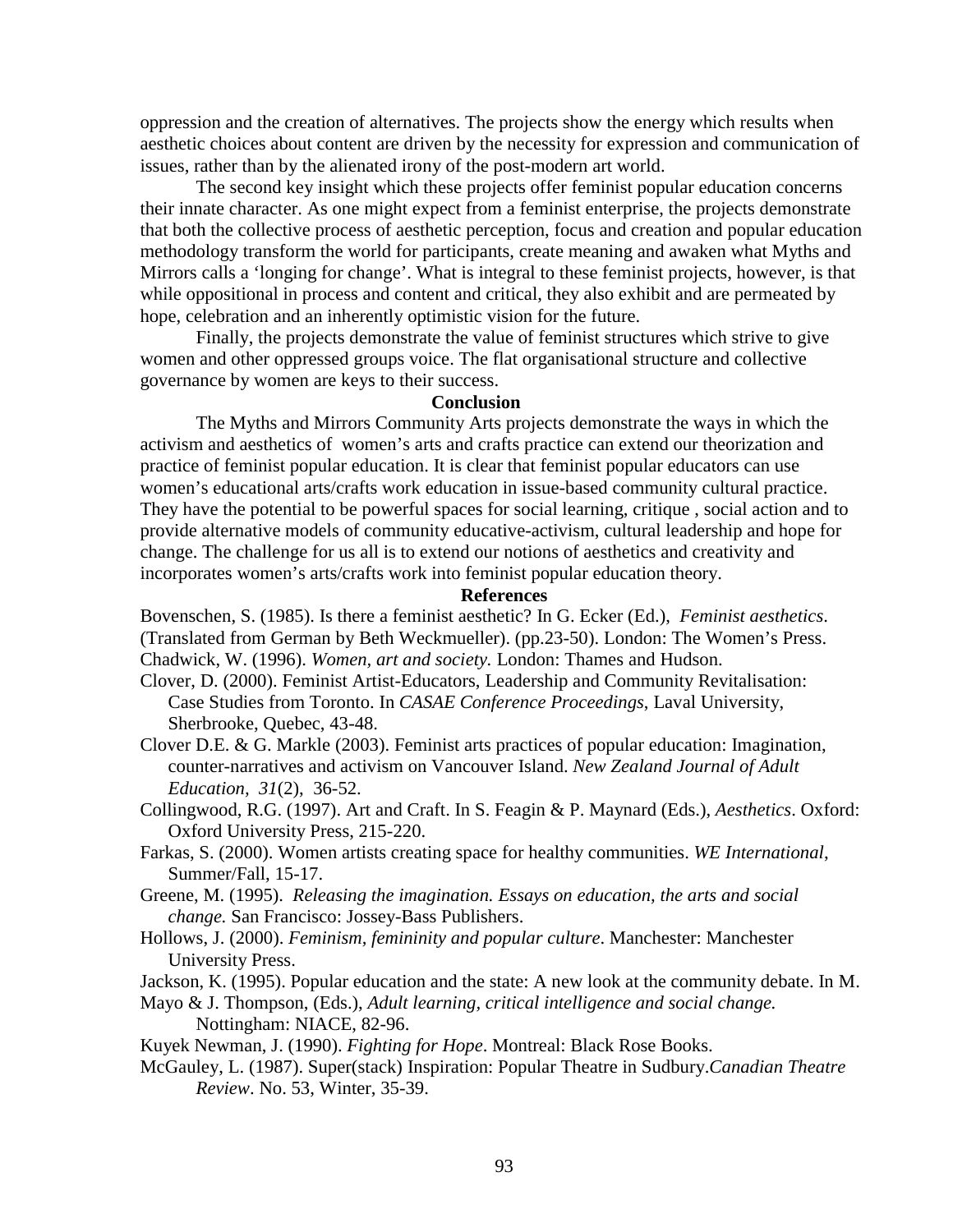oppression and the creation of alternatives. The projects show the energy which results when aesthetic choices about content are driven by the necessity for expression and communication of issues, rather than by the alienated irony of the post-modern art world.

The second key insight which these projects offer feminist popular education concerns their innate character. As one might expect from a feminist enterprise, the projects demonstrate that both the collective process of aesthetic perception, focus and creation and popular education methodology transform the world for participants, create meaning and awaken what Myths and Mirrors calls a 'longing for change'. What is integral to these feminist projects, however, is that while oppositional in process and content and critical, they also exhibit and are permeated by hope, celebration and an inherently optimistic vision for the future.

Finally, the projects demonstrate the value of feminist structures which strive to give women and other oppressed groups voice. The flat organisational structure and collective governance by women are keys to their success.

## Conclusion

The Myths and Mirrors Community Arts projects demonstrate the ways in which the activism and aesthetics of women's arts and crafts practice can extend our theorization and practice of feminist popular education. It is clear that feminist popular educators can use women's educational arts/crafts work education in issue-based community cultural practice. They have the potential to be powerful spaces for social learning, critique , social action and to provide alternative models of community educative-activism, cultural leadership and hope for change. The challenge for us all is to extend our notions of aesthetics and creativity and incorporates women's arts/crafts work into feminist popular education theory.

## References

Bovenschen, S. (1985). Is there a feminist aesthetic? In G. Ecker (Ed.), *Feminist aesthetics*. (Translated from German by Beth Weckmueller). (pp.23-50). London: The Women's Press.

Chadwick, W. (1996). *Women, art and society.* London: Thames and Hudson.

Clover, D. (2000). Feminist Artist-Educators, Leadership and Community Revitalisation: Case Studies from Toronto. In *CASAE Conference Proceedings*, Laval University, Sherbrooke, Quebec, 43-48.

Clover D.E. & G. Markle (2003). Feminist arts practices of popular education: Imagination, counter-narratives and activism on Vancouver Island. *New Zealand Journal of Adult Education*, *31*(2), 36-52.

Collingwood, R.G. (1997). Art and Craft. In S. Feagin & P. Maynard (Eds.), *Aesthetics*. Oxford: Oxford University Press, 215-220.

Farkas, S. (2000). Women artists creating space for healthy communities. *WE International*, Summer/Fall, 15-17.

Greene, M. (1995). *Releasing the imagination. Essays on education, the arts and social change.* San Francisco: Jossey-Bass Publishers.

Hollows, J. (2000). *Feminism, femininity and popular culture*. Manchester: Manchester University Press.

Jackson, K. (1995). Popular education and the state: A new look at the community debate. In M. Mayo & J. Thompson, (Eds.), *Adult learning, critical intelligence and social change.* Nottingham: NIACE, 82-96.

Kuyek Newman, J. (1990). *Fighting for Hope*. Montreal: Black Rose Books.

McGauley, L. (1987). Super(stack) Inspiration: Popular Theatre in Sudbury.*Canadian Theatre Review*. No. 53, Winter, 35-39.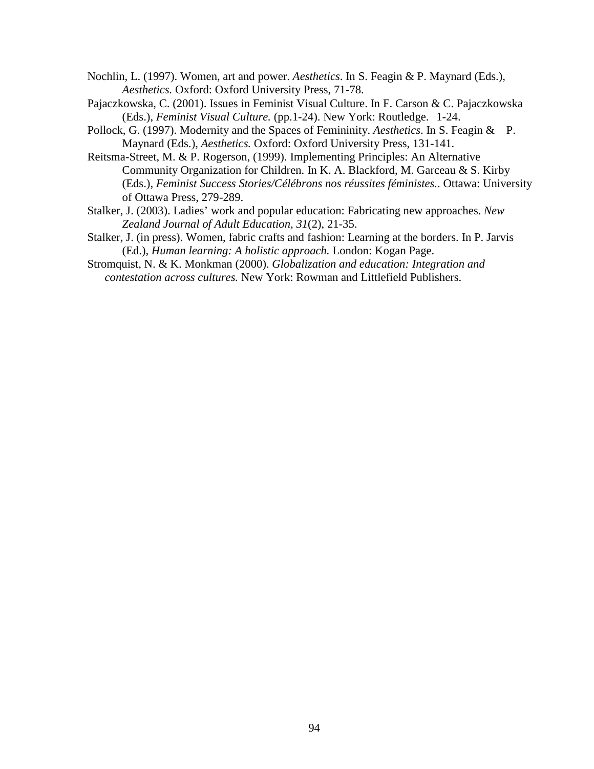Nochlin, L. (1997). Women, art and power. *Aesthetics*. In S. Feagin & P. Maynard (Eds.), *Aesthetics.* Oxford: Oxford University Press, 71-78.

Pajaczkowska, C. (2001). Issues in Feminist Visual Culture. In F. Carson & C. Pajaczkowska (Eds.), *Feminist Visual Culture.* (pp.1-24). New York: Routledge. 1-24.

Pollock, G. (1997). Modernity and the Spaces of Femininity. *Aesthetics*. In S. Feagin & P. Maynard (Eds.), *Aesthetics.* Oxford: Oxford University Press, 131-141.

Reitsma-Street, M. & P. Rogerson, (1999). Implementing Principles: An Alternative Community Organization for Children. In K. A. Blackford, M. Garceau & S. Kirby (Eds.), *Feminist Success Stories/Célébrons nos réussites féministes.*. Ottawa: University of Ottawa Press, 279-289.

Stalker, J. (2003). Ladies' work and popular education: Fabricating new approaches. *New Zealand Journal of Adult Education, 31*(2), 21-35.

Stalker, J. (in press). Women, fabric crafts and fashion: Learning at the borders. In P. Jarvis (Ed.), *Human learning: A holistic approach.* London: Kogan Page.

Stromquist, N. & K. Monkman (2000). *Globalization and education: Integration and contestation across cultures.* New York: Rowman and Littlefield Publishers.